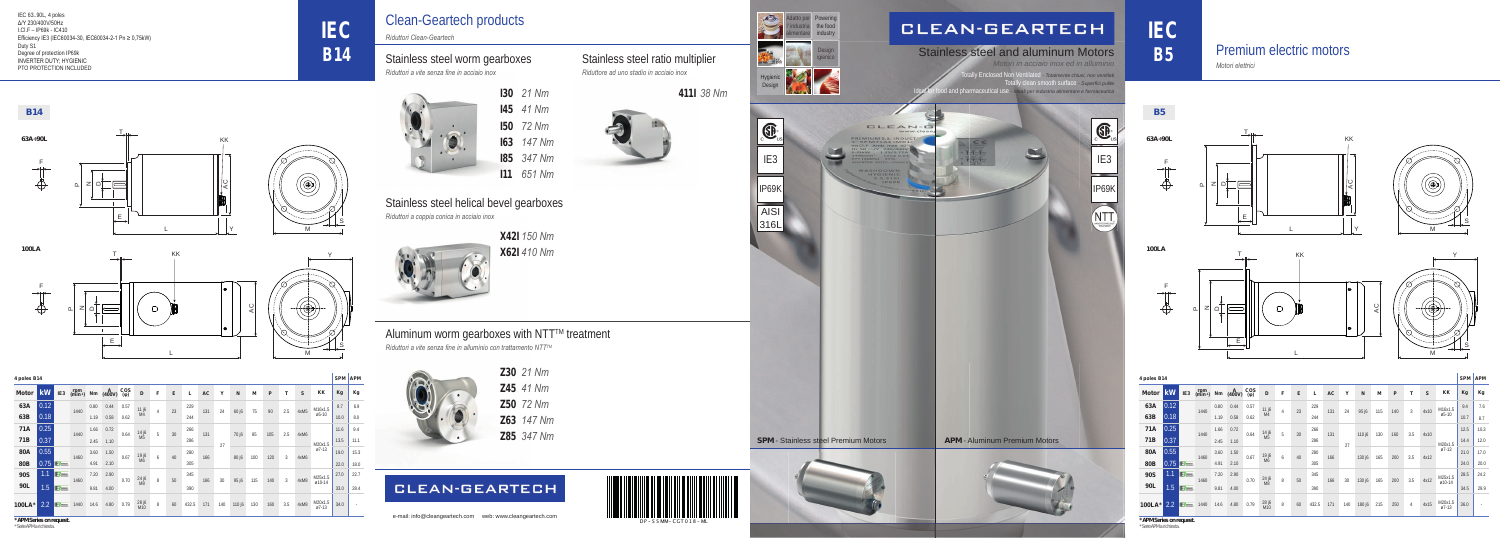IEC 63..90L, 4 poles
Δ/Y 230/400V/50Hz
I.Cl.F – IP69k - IC410
Efficiency IE3 (IEC60034-30, IEC60034-2-1 Pe ≥ 0,75kW)
Duty S1
Degree of protection IP69k
INVERTER DUTY, HYGIENIC
PTO PROTECTION INCLUDED

# IEC B14

## B14

63A÷90L

100LA

| 4 poles B14 | | | | | | | | | | | | | | | | | | | | | SPM | APM |
|---|---|---|---|---|---|---|---|---|---|---|---|---|---|---|---|---|---|---|---|---|---|---|
| Motor | kW | IE3 | rpm (min-1) | Nm | A (400V) | cos φ | D | F | E | L | AC | Y | N | M | P | T | S | KK | Kg | Kg |
| 63A | 0.12 | | 1440 | 0.80 | 0.44 | 0.57 | 11 j6 M4 | 4 | 23 | 228 | 131 | 24 | 60 j6 | 75 | 90 | 2.5 | 4xM5 | M16x1.5 ø5-10 | 8.7 | 6.9 |
| 63B | 0.18 | | | 1.19 | 0.58 | 0.62 | | | | 244 | | | | | | | | | 10.0 | 8.0 |
| 71A | 0.25 | | 1440 | 1.66 | 0.72 | 0.64 | 14 j6 M5 | 5 | 30 | 266 | 131 | 27 | 70 j6 | 85 | 105 | 2.5 | 4xM6 | M20x1.5 ø7-13 | 11.6 | 9.4 |
| 71B | 0.37 | | | 2.45 | 1.10 | | | | | 286 | | | | | | | | | 13.5 | 11.1 |
| 80A | 0.55 | | 1460 | 3.60 | 1.30 | 0.67 | 19 j6 M6 | 6 | 40 | 280 | 166 | | 80 j6 | 100 | 120 | 3 | 4xM6 | | 19.0 | 15.3 |
| 80B | 0.75 | IE3 | | 4.91 | 2.10 | | | | | 305 | | | | | | | | | 23.0 | 18.6 |
| 90S | 1.1 | IE3 | 1460 | 7.20 | 2.80 | 0.70 | 24 j6 M8 | 8 | 50 | 345 | 166 | 30 | 95 j6 | 115 | 140 | 3 | 4xM8 | M20x1.5 ø13-18 | 27.0 | 22.7 |
| 90L | 1.5 | IE3 | | 9.81 | 4.00 | | | | | 390 | | | | | | | | | 33.0 | 28.4 |
| 100LA* | 2.2 | IE3 | 1460 | 14.5 | 4.80 | 0.78 | 28 j6 M10 | 8 | 60 | 402.5 | 171 | 148 | 110 j6 | 130 | 160 | 3.5 | 4xM8 | M20x1.5 ø7-13 | 34.0 | - |

*APM Series on request.
*Serie APM a richiesta.

# Clean-Geartech products

*Riduttori Clean-Geartech*

## Stainless steel worm gearboxes

*Riduttori a vite senza fine in acciaio inox*

**I30** *21 Nm*
**I45** *41 Nm*
**I50** *72 Nm*
**I63** *147 Nm*
**I85** *347 Nm*
**I11** *651 Nm*

## Stainless steel ratio multiplier

*Riduttore ad uno stadio in acciaio inox*

**411I** *38 Nm*

## Stainless steel helical bevel gearboxes

*Riduttori a coppia conica in acciaio inox*

**X42I** *150 Nm*
**X62I** *410 Nm*

## Aluminum worm gearboxes with NTT™ treatment

*Riduttori a vite senza fine in alluminio con trattamento NTT™*

**Z30** *21 Nm*
**Z45** *41 Nm*
**Z50** *72 Nm*
**Z63** *147 Nm*
**Z85** *347 Nm*

CLEAN-GEARTECH

e-mail: info@cleangeartech.com web: www.cleangeartech.com

DP - SSMM- CGT018 - ML

Adatto per l'industria alimentare | Powering the food industry
Design igienico | Hygienic Design

# CLEAN-GEARTECH

## Stainless steel and aluminum Motors

*Motori in acciaio inox ed in alluminio*

Totally Enclosed Non Ventilated - *Totalmente chiusi, non ventilati*
Totally clean smooth surface - *Superfici pulite*
Ideal for food and pharmaceutical use - *Ideali per industria alimentare e farmaceutica*

IE3 — IP69K — AISI 316L — NTT

**SPM** - Stainless steel Premium Motors

**APM** - Aluminum Premium Motors

# IEC B5

## Premium electric motors

*Motori elettrici*

## B5

63A÷90L

100LA

| 4 poles B5 | | | | | | | | | | | | | | | | | | | | | SPM | APM |
|---|---|---|---|---|---|---|---|---|---|---|---|---|---|---|---|---|---|---|---|---|---|---|
| Motor | kW | IE3 | rpm (min-1) | Nm | A (400V) | cos φ | D | F | E | L | AC | Y | N | M | P | T | S | KK | Kg | Kg |
| 63A | 0.12 | | 1440 | 0.80 | 0.44 | 0.57 | 11 j6 M4 | 4 | 23 | 228 | 131 | 24 | 95 j6 | 115 | 140 | 3 | 4x10 | M16x1.5 ø5-10 | 9.6 | 7.6 |
| 63B | 0.18 | | | 1.19 | 0.58 | 0.62 | | | | 244 | | | | | | | | | 10.7 | 8.7 |
| 71A | 0.25 | | 1440 | 1.66 | 0.72 | 0.64 | 14 j6 M5 | 5 | 30 | 266 | 131 | 27 | 110 j6 | 130 | 160 | 3.5 | 4x10 | M20x1.5 ø7-13 | 12.5 | 10.3 |
| 71B | 0.37 | | | 2.45 | 1.10 | | | | | 286 | | | | | | | | | 14.4 | 12.0 |
| 80A | 0.55 | | 1460 | 3.60 | 1.30 | 0.67 | 19 j6 M6 | 6 | 40 | 280 | 166 | | 130 j6 | 165 | 200 | 3.5 | 4x12 | | 21.0 | 17.0 |
| 80B | 0.75 | IE3 | | 4.91 | 2.10 | | | | | 305 | | | | | | | | | 24.0 | 20.0 |
| 90S | 1.1 | IE3 | 1460 | 7.20 | 2.80 | 0.70 | 24 j6 M8 | 8 | 50 | 345 | 166 | 30 | 130 j6 | 165 | 200 | 3.5 | 4x12 | M20x1.5 ø13-18 | 28.5 | 24.2 |
| 90L | 1.5 | IE3 | | 9.81 | 4.00 | | | | | 390 | | | | | | | | | 34.5 | 29.9 |
| 100LA* | 2.2 | IE3 | 1460 | 14.5 | 4.80 | 0.78 | 28 j6 M10 | 8 | 60 | 402.5 | 171 | 148 | 180 j6 | 215 | 250 | 4 | 4x15 | M20x1.5 ø7-13 | 36.0 | - |

*APM Series on request.
*Serie APM a richiesta.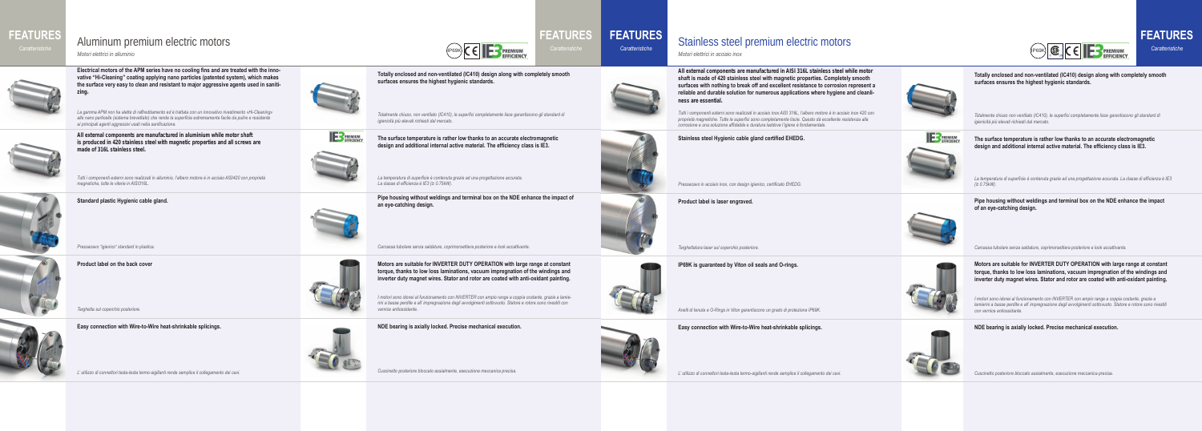# FEATURES
*Caratteristiche*

## Aluminum premium electric motors
*Motori elettrici in alluminio*

IP69K CE IE3 PREMIUM EFFICIENCY

**Electrical motors of the APM series have no cooling fins and are treated with the innovative "Hi-Cleaning" coating applying nano particles (patented system), which makes the surface very easy to clean and resistant to major aggressive agents used in sanitizing.**

*La gamma APM non ha alette di raffreddamento ed è trattata con un innovativo rivestimento «Hi-Cleaning» alle nano particelle (sistema brevettato) che rende la superficie estremamente facile da pulire e resistente ai principali agenti aggressivi usati nella sanificazione.*

**All external components are manufactured in aluminium while motor shaft is produced in 420 stainless steel with magnetic properties and all screws are made of 316L stainless steel.**

*Tutti i componenti esterni sono realizzati in alluminio. l'albero motore è in acciaio AISI420 con proprietà magnetiche, tutte le viterie in AISI316L.*

**Standard plastic Hygienic cable gland.**

*Pressacavo "igienico" standard in plastica.*

**Product label on the back cover**

*Targhetta sul coperchio posteriore.*

**Easy connection with Wire-to-Wire heat-shrinkable splicings.**

*L' utilizzo di connettori testa-testa termo-sigillanti rende semplice il collegamento dei cavi.*

**Totally enclosed and non-ventilated (IC410) design along with completely smooth surfaces ensures the highest hygienic standards.**

*Totalmente chiuso, non ventilato (IC410), le superfici completamente lisce garantiscono gli standard di igienicità più elevati richiesti dal mercato.*

**The surface temperature is rather low thanks to an accurate electromagnetic design and additional internal active material. The efficiency class is IE3.**

*La temperatura di superficie è contenuta grazie ad una progettazione accurata. La classe di efficienza è IE3 (≥ 0.75kW).*

**Pipe housing without weldings and terminal box on the NDE enhance the impact of an eye-catching design.**

*Carcassa tubolare senza saldature, coprimorsettiera posteriore e look accattivante.*

**Motors are suitable for INVERTER DUTY OPERATION with large range at constant torque, thanks to low loss laminations, vacuum impregnation of the windings and inverter duty magnet wires. Stator and rotor are coated with anti-oxidant painting.**

*I motori sono idonei al funzionamento con INVERTER con ampio range a coppia costante, grazie a lamierini a basse perdite e all' impregnazione degli avvolgimenti sottovuoto. Statore e rotore sono rivestiti con vernice antiossidante.*

**NDE bearing is axially locked. Precise mechanical execution.**

*Cuscinetto posteriore bloccato assialmente, esecuzione meccanica precisa.*

# FEATURES
*Caratteristiche*

## Stainless steel premium electric motors
*Motori elettrici in acciaio inox*

IP69K CE IE3 PREMIUM EFFICIENCY

**All external components are manufactured in AISI 316L stainless steel while motor shaft is made of 420 stainless steel with magnetic properties. Completely smooth surfaces with nothing to break off and excellent resistance to corrosion represent a reliable and durable solution for numerous applications where hygiene and cleanliness are essential.**

*Tutti i componenti esterni sono realizzati in acciaio inox AISI 316L, l'albero motore è in acciaio inox 420 con proprietà magnetiche. Tutte le superfici sono completamente lisce. Questo da eccellente resistenza alla corrosione e una soluzione affidabile e duratura laddove l'igiene è fondamentale.*

**Stainless steel Hygienic cable gland certified EHEDG.**

*Pressacavo in acciaio inox, con design igienico, certificato EHEDG.*

**Product label is laser engraved.**

*Targhettatura laser sul coperchio posteriore.*

**IP69K is guaranteed by Viton oil seals and O-rings.**

*Anelli di tenuta e O-Rings in Viton garantiscono un grado di protezione IP69K.*

**Easy connection with Wire-to-Wire heat-shrinkable splicings.**

*L' utilizzo di connettori testa-testa termo-sigillanti rende semplice il collegamento dei cavi.*

**Totally enclosed and non-ventilated (IC410) design along with completely smooth surfaces ensures the highest hygienic standards.**

*Totalmente chiuso non ventilato (IC410), le superfici completamente lisce garantiscono gli standard di igienicità più elevati richiesti dal mercato.*

**The surface temperature is rather low thanks to an accurate electromagnetic design and additional internal active material. The efficiency class is IE3.**

*La temperatura di superficie è contenuta grazie ad una progettazione accurata. La classe di efficienza è IE3 (≥ 0.75kW).*

**Pipe housing without weldings and terminal box on the NDE enhance the impact of an eye-catching design.**

*Carcassa tubolare senza saldature, coprimorsettiera posteriore e look accattivante.*

**Motors are suitable for INVERTER DUTY OPERATION with large range at constant torque, thanks to low loss laminations, vacuum impregnation of the windings and inverter duty magnet wires. Stator and rotor are coated with anti-oxidant painting.**

*I motori sono idonei al funzionamento con INVERTER con ampio range a coppia costante, grazie a lamierini a basse perdite e all' impregnazione degli avvolgimenti sottovuoto. Statore e rotore sono rivestiti con vernice antiossidante.*

**NDE bearing is axially locked. Precise mechanical execution.**

*Cuscinetto posteriore bloccato assialmente, esecuzione meccanica precisa.*